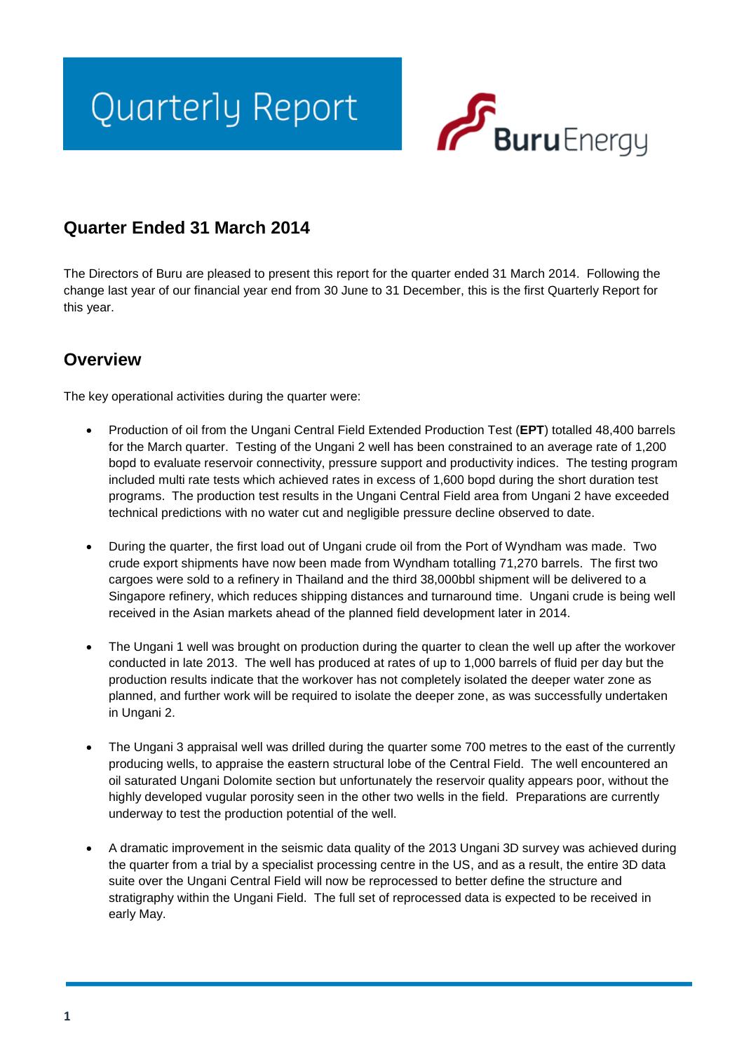# Quarterly Report

Buru Energy

## Quarter Ended 31 March 2014

The Directors of Buru are pleased to present this report for the quarter ended 31 March 2014. Following the change last year of our financial year end from 30 June to 31 December, this is the first Quarterly Report for this year.

## Overview

The key operational activities during the quarter were:

- Production of oil from the Ungani Central Field Extended Production Test (**EPT**) totalled 48,400 barrels for the March quarter. Testing of the Ungani 2 well has been constrained to an average rate of 1,200 bopd to evaluate reservoir connectivity, pressure support and productivity indices. The testing program included multi rate tests which achieved rates in excess of 1,600 bopd during the short duration test programs. The production test results in the Ungani Central Field area from Ungani 2 have exceeded technical predictions with no water cut and negligible pressure decline observed to date.

- During the quarter, the first load out of Ungani crude oil from the Port of Wyndham was made. Two crude export shipments have now been made from Wyndham totalling 71,270 barrels. The first two cargoes were sold to a refinery in Thailand and the third 38,000bbl shipment will be delivered to a Singapore refinery, which reduces shipping distances and turnaround time. Ungani crude is being well received in the Asian markets ahead of the planned field development later in 2014.

- The Ungani 1 well was brought on production during the quarter to clean the well up after the workover conducted in late 2013. The well has produced at rates of up to 1,000 barrels of fluid per day but the production results indicate that the workover has not completely isolated the deeper water zone as planned, and further work will be required to isolate the deeper zone, as was successfully undertaken in Ungani 2.

- The Ungani 3 appraisal well was drilled during the quarter some 700 metres to the east of the currently producing wells, to appraise the eastern structural lobe of the Central Field. The well encountered an oil saturated Ungani Dolomite section but unfortunately the reservoir quality appears poor, without the highly developed vugular porosity seen in the other two wells in the field. Preparations are currently underway to test the production potential of the well.

- A dramatic improvement in the seismic data quality of the 2013 Ungani 3D survey was achieved during the quarter from a trial by a specialist processing centre in the US, and as a result, the entire 3D data suite over the Ungani Central Field will now be reprocessed to better define the structure and stratigraphy within the Ungani Field. The full set of reprocessed data is expected to be received in early May.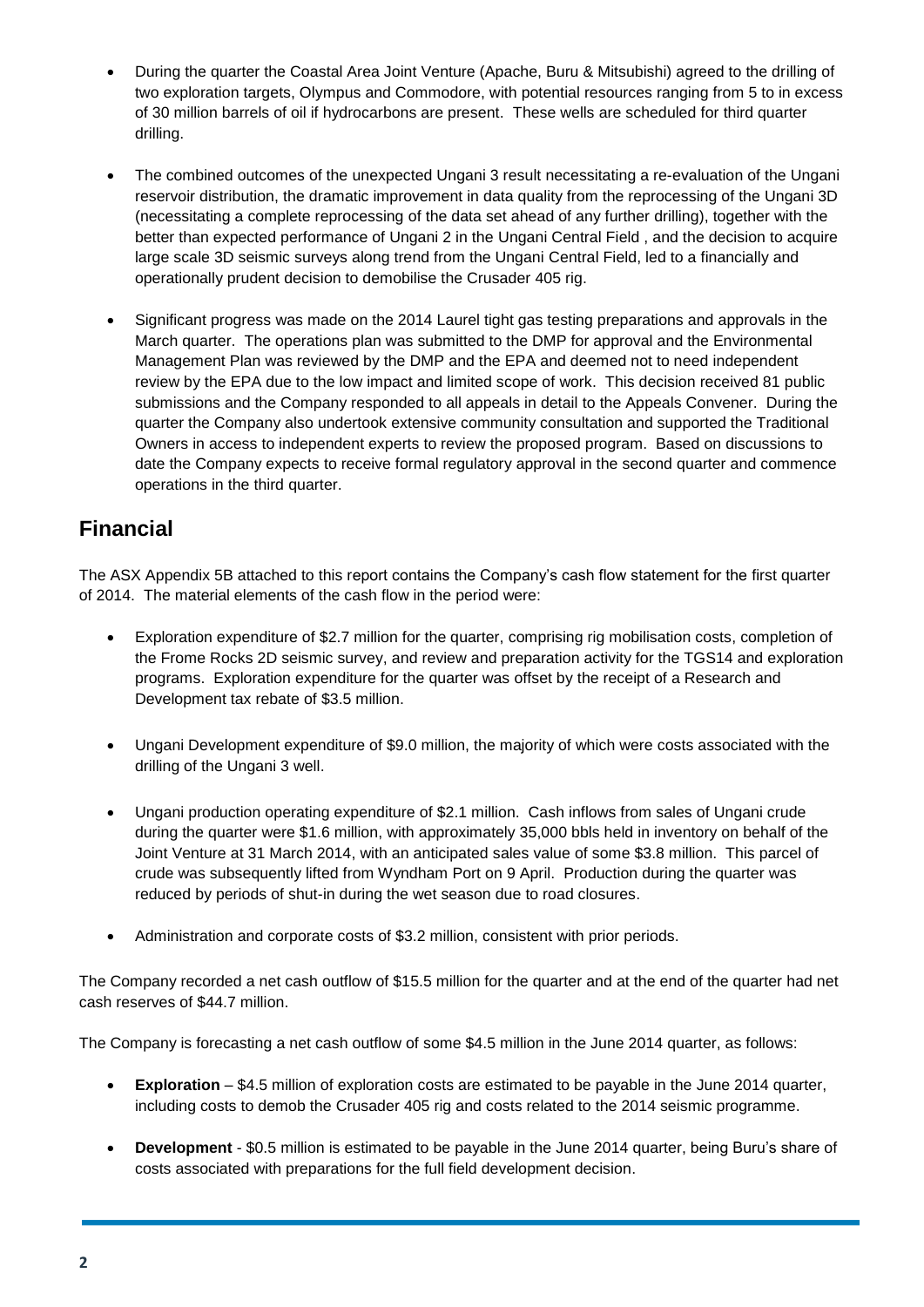- During the quarter the Coastal Area Joint Venture (Apache, Buru & Mitsubishi) agreed to the drilling of two exploration targets, Olympus and Commodore, with potential resources ranging from 5 to in excess of 30 million barrels of oil if hydrocarbons are present. These wells are scheduled for third quarter drilling.

- The combined outcomes of the unexpected Ungani 3 result necessitating a re-evaluation of the Ungani reservoir distribution, the dramatic improvement in data quality from the reprocessing of the Ungani 3D (necessitating a complete reprocessing of the data set ahead of any further drilling), together with the better than expected performance of Ungani 2 in the Ungani Central Field , and the decision to acquire large scale 3D seismic surveys along trend from the Ungani Central Field, led to a financially and operationally prudent decision to demobilise the Crusader 405 rig.

- Significant progress was made on the 2014 Laurel tight gas testing preparations and approvals in the March quarter. The operations plan was submitted to the DMP for approval and the Environmental Management Plan was reviewed by the DMP and the EPA and deemed not to need independent review by the EPA due to the low impact and limited scope of work. This decision received 81 public submissions and the Company responded to all appeals in detail to the Appeals Convener. During the quarter the Company also undertook extensive community consultation and supported the Traditional Owners in access to independent experts to review the proposed program. Based on discussions to date the Company expects to receive formal regulatory approval in the second quarter and commence operations in the third quarter.

## Financial

The ASX Appendix 5B attached to this report contains the Company's cash flow statement for the first quarter of 2014. The material elements of the cash flow in the period were:

- Exploration expenditure of $2.7 million for the quarter, comprising rig mobilisation costs, completion of the Frome Rocks 2D seismic survey, and review and preparation activity for the TGS14 and exploration programs. Exploration expenditure for the quarter was offset by the receipt of a Research and Development tax rebate of $3.5 million.

- Ungani Development expenditure of $9.0 million, the majority of which were costs associated with the drilling of the Ungani 3 well.

- Ungani production operating expenditure of $2.1 million. Cash inflows from sales of Ungani crude during the quarter were $1.6 million, with approximately 35,000 bbls held in inventory on behalf of the Joint Venture at 31 March 2014, with an anticipated sales value of some $3.8 million. This parcel of crude was subsequently lifted from Wyndham Port on 9 April. Production during the quarter was reduced by periods of shut-in during the wet season due to road closures.

- Administration and corporate costs of $3.2 million, consistent with prior periods.

The Company recorded a net cash outflow of $15.5 million for the quarter and at the end of the quarter had net cash reserves of $44.7 million.

The Company is forecasting a net cash outflow of some $4.5 million in the June 2014 quarter, as follows:

- **Exploration** – $4.5 million of exploration costs are estimated to be payable in the June 2014 quarter, including costs to demob the Crusader 405 rig and costs related to the 2014 seismic programme.

- **Development** - $0.5 million is estimated to be payable in the June 2014 quarter, being Buru's share of costs associated with preparations for the full field development decision.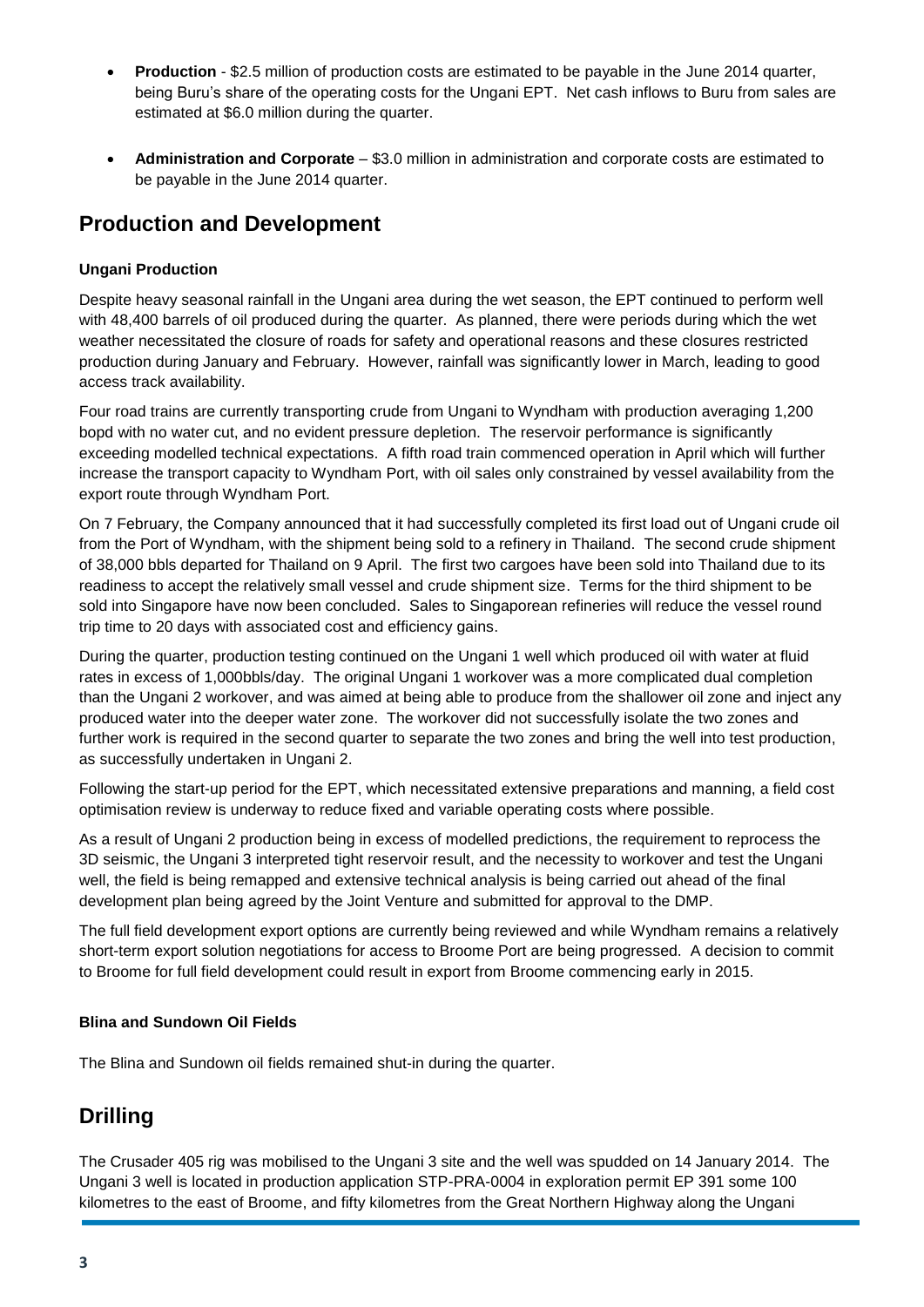- **Production** - $2.5 million of production costs are estimated to be payable in the June 2014 quarter, being Buru's share of the operating costs for the Ungani EPT. Net cash inflows to Buru from sales are estimated at $6.0 million during the quarter.

- **Administration and Corporate** – $3.0 million in administration and corporate costs are estimated to be payable in the June 2014 quarter.

## Production and Development

**Ungani Production**

Despite heavy seasonal rainfall in the Ungani area during the wet season, the EPT continued to perform well with 48,400 barrels of oil produced during the quarter. As planned, there were periods during which the wet weather necessitated the closure of roads for safety and operational reasons and these closures restricted production during January and February. However, rainfall was significantly lower in March, leading to good access track availability.

Four road trains are currently transporting crude from Ungani to Wyndham with production averaging 1,200 bopd with no water cut, and no evident pressure depletion. The reservoir performance is significantly exceeding modelled technical expectations. A fifth road train commenced operation in April which will further increase the transport capacity to Wyndham Port, with oil sales only constrained by vessel availability from the export route through Wyndham Port.

On 7 February, the Company announced that it had successfully completed its first load out of Ungani crude oil from the Port of Wyndham, with the shipment being sold to a refinery in Thailand. The second crude shipment of 38,000 bbls departed for Thailand on 9 April. The first two cargoes have been sold into Thailand due to its readiness to accept the relatively small vessel and crude shipment size. Terms for the third shipment to be sold into Singapore have now been concluded. Sales to Singaporean refineries will reduce the vessel round trip time to 20 days with associated cost and efficiency gains.

During the quarter, production testing continued on the Ungani 1 well which produced oil with water at fluid rates in excess of 1,000bbls/day. The original Ungani 1 workover was a more complicated dual completion than the Ungani 2 workover, and was aimed at being able to produce from the shallower oil zone and inject any produced water into the deeper water zone. The workover did not successfully isolate the two zones and further work is required in the second quarter to separate the two zones and bring the well into test production, as successfully undertaken in Ungani 2.

Following the start-up period for the EPT, which necessitated extensive preparations and manning, a field cost optimisation review is underway to reduce fixed and variable operating costs where possible.

As a result of Ungani 2 production being in excess of modelled predictions, the requirement to reprocess the 3D seismic, the Ungani 3 interpreted tight reservoir result, and the necessity to workover and test the Ungani well, the field is being remapped and extensive technical analysis is being carried out ahead of the final development plan being agreed by the Joint Venture and submitted for approval to the DMP.

The full field development export options are currently being reviewed and while Wyndham remains a relatively short-term export solution negotiations for access to Broome Port are being progressed. A decision to commit to Broome for full field development could result in export from Broome commencing early in 2015.

**Blina and Sundown Oil Fields**

The Blina and Sundown oil fields remained shut-in during the quarter.

## Drilling

The Crusader 405 rig was mobilised to the Ungani 3 site and the well was spudded on 14 January 2014. The Ungani 3 well is located in production application STP-PRA-0004 in exploration permit EP 391 some 100 kilometres to the east of Broome, and fifty kilometres from the Great Northern Highway along the Ungani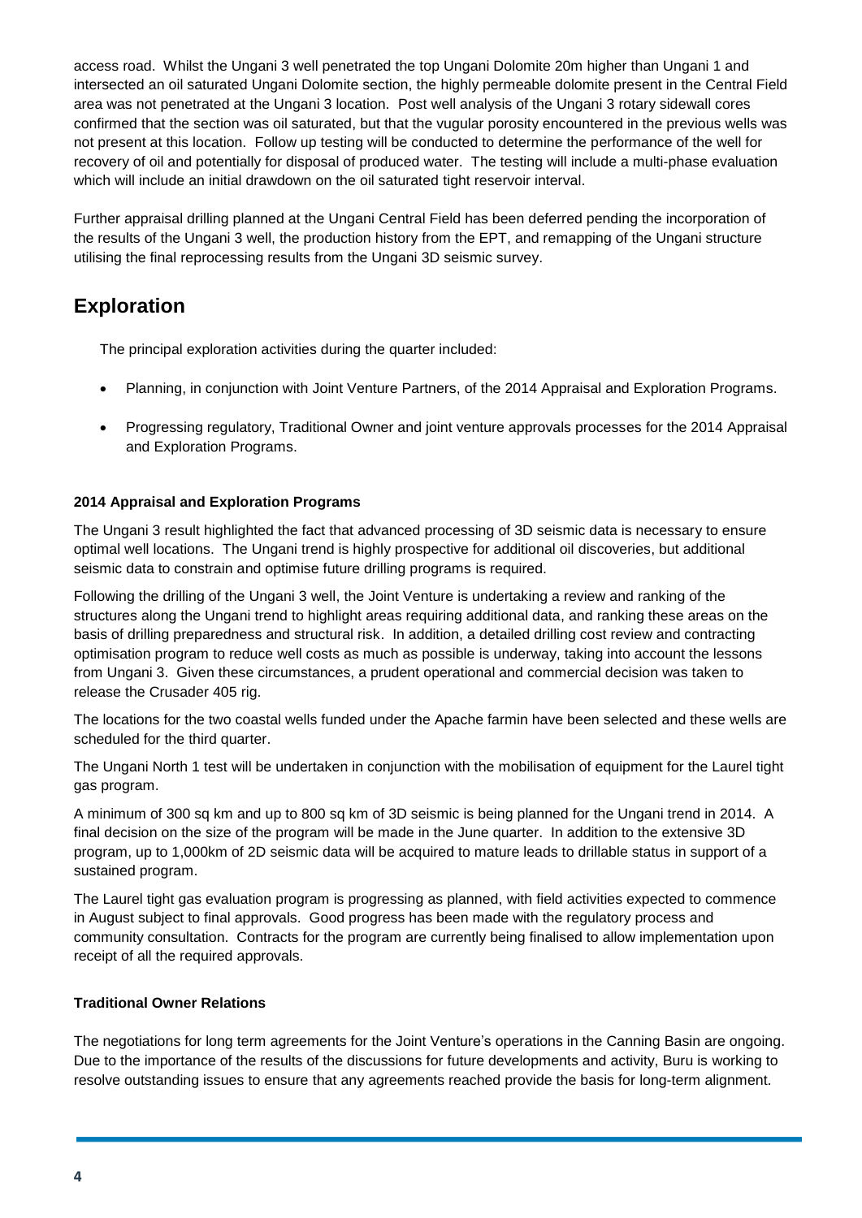access road. Whilst the Ungani 3 well penetrated the top Ungani Dolomite 20m higher than Ungani 1 and intersected an oil saturated Ungani Dolomite section, the highly permeable dolomite present in the Central Field area was not penetrated at the Ungani 3 location. Post well analysis of the Ungani 3 rotary sidewall cores confirmed that the section was oil saturated, but that the vugular porosity encountered in the previous wells was not present at this location. Follow up testing will be conducted to determine the performance of the well for recovery of oil and potentially for disposal of produced water. The testing will include a multi-phase evaluation which will include an initial drawdown on the oil saturated tight reservoir interval.

Further appraisal drilling planned at the Ungani Central Field has been deferred pending the incorporation of the results of the Ungani 3 well, the production history from the EPT, and remapping of the Ungani structure utilising the final reprocessing results from the Ungani 3D seismic survey.

## Exploration

The principal exploration activities during the quarter included:

- Planning, in conjunction with Joint Venture Partners, of the 2014 Appraisal and Exploration Programs.
- Progressing regulatory, Traditional Owner and joint venture approvals processes for the 2014 Appraisal and Exploration Programs.

**2014 Appraisal and Exploration Programs**

The Ungani 3 result highlighted the fact that advanced processing of 3D seismic data is necessary to ensure optimal well locations. The Ungani trend is highly prospective for additional oil discoveries, but additional seismic data to constrain and optimise future drilling programs is required.

Following the drilling of the Ungani 3 well, the Joint Venture is undertaking a review and ranking of the structures along the Ungani trend to highlight areas requiring additional data, and ranking these areas on the basis of drilling preparedness and structural risk. In addition, a detailed drilling cost review and contracting optimisation program to reduce well costs as much as possible is underway, taking into account the lessons from Ungani 3. Given these circumstances, a prudent operational and commercial decision was taken to release the Crusader 405 rig.

The locations for the two coastal wells funded under the Apache farmin have been selected and these wells are scheduled for the third quarter.

The Ungani North 1 test will be undertaken in conjunction with the mobilisation of equipment for the Laurel tight gas program.

A minimum of 300 sq km and up to 800 sq km of 3D seismic is being planned for the Ungani trend in 2014. A final decision on the size of the program will be made in the June quarter. In addition to the extensive 3D program, up to 1,000km of 2D seismic data will be acquired to mature leads to drillable status in support of a sustained program.

The Laurel tight gas evaluation program is progressing as planned, with field activities expected to commence in August subject to final approvals. Good progress has been made with the regulatory process and community consultation. Contracts for the program are currently being finalised to allow implementation upon receipt of all the required approvals.

**Traditional Owner Relations**

The negotiations for long term agreements for the Joint Venture's operations in the Canning Basin are ongoing. Due to the importance of the results of the discussions for future developments and activity, Buru is working to resolve outstanding issues to ensure that any agreements reached provide the basis for long-term alignment.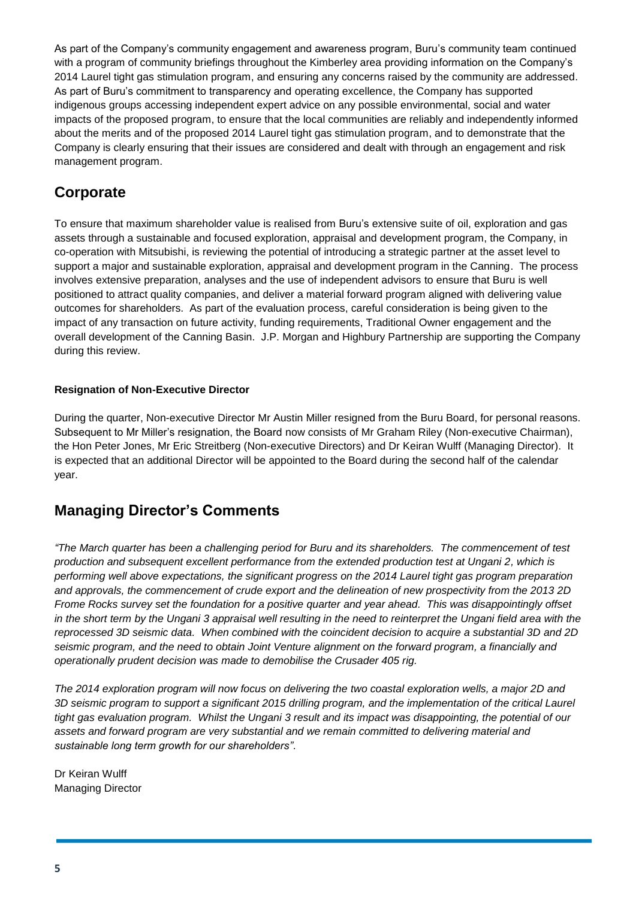As part of the Company's community engagement and awareness program, Buru's community team continued with a program of community briefings throughout the Kimberley area providing information on the Company's 2014 Laurel tight gas stimulation program, and ensuring any concerns raised by the community are addressed. As part of Buru's commitment to transparency and operating excellence, the Company has supported indigenous groups accessing independent expert advice on any possible environmental, social and water impacts of the proposed program, to ensure that the local communities are reliably and independently informed about the merits and of the proposed 2014 Laurel tight gas stimulation program, and to demonstrate that the Company is clearly ensuring that their issues are considered and dealt with through an engagement and risk management program.

## Corporate

To ensure that maximum shareholder value is realised from Buru's extensive suite of oil, exploration and gas assets through a sustainable and focused exploration, appraisal and development program, the Company, in co-operation with Mitsubishi, is reviewing the potential of introducing a strategic partner at the asset level to support a major and sustainable exploration, appraisal and development program in the Canning. The process involves extensive preparation, analyses and the use of independent advisors to ensure that Buru is well positioned to attract quality companies, and deliver a material forward program aligned with delivering value outcomes for shareholders. As part of the evaluation process, careful consideration is being given to the impact of any transaction on future activity, funding requirements, Traditional Owner engagement and the overall development of the Canning Basin. J.P. Morgan and Highbury Partnership are supporting the Company during this review.

**Resignation of Non-Executive Director**

During the quarter, Non-executive Director Mr Austin Miller resigned from the Buru Board, for personal reasons. Subsequent to Mr Miller's resignation, the Board now consists of Mr Graham Riley (Non-executive Chairman), the Hon Peter Jones, Mr Eric Streitberg (Non-executive Directors) and Dr Keiran Wulff (Managing Director). It is expected that an additional Director will be appointed to the Board during the second half of the calendar year.

## Managing Director's Comments

*"The March quarter has been a challenging period for Buru and its shareholders. The commencement of test production and subsequent excellent performance from the extended production test at Ungani 2, which is performing well above expectations, the significant progress on the 2014 Laurel tight gas program preparation and approvals, the commencement of crude export and the delineation of new prospectivity from the 2013 2D Frome Rocks survey set the foundation for a positive quarter and year ahead. This was disappointingly offset in the short term by the Ungani 3 appraisal well resulting in the need to reinterpret the Ungani field area with the reprocessed 3D seismic data. When combined with the coincident decision to acquire a substantial 3D and 2D seismic program, and the need to obtain Joint Venture alignment on the forward program, a financially and operationally prudent decision was made to demobilise the Crusader 405 rig.*

*The 2014 exploration program will now focus on delivering the two coastal exploration wells, a major 2D and 3D seismic program to support a significant 2015 drilling program, and the implementation of the critical Laurel tight gas evaluation program. Whilst the Ungani 3 result and its impact was disappointing, the potential of our assets and forward program are very substantial and we remain committed to delivering material and sustainable long term growth for our shareholders".*

Dr Keiran Wulff
Managing Director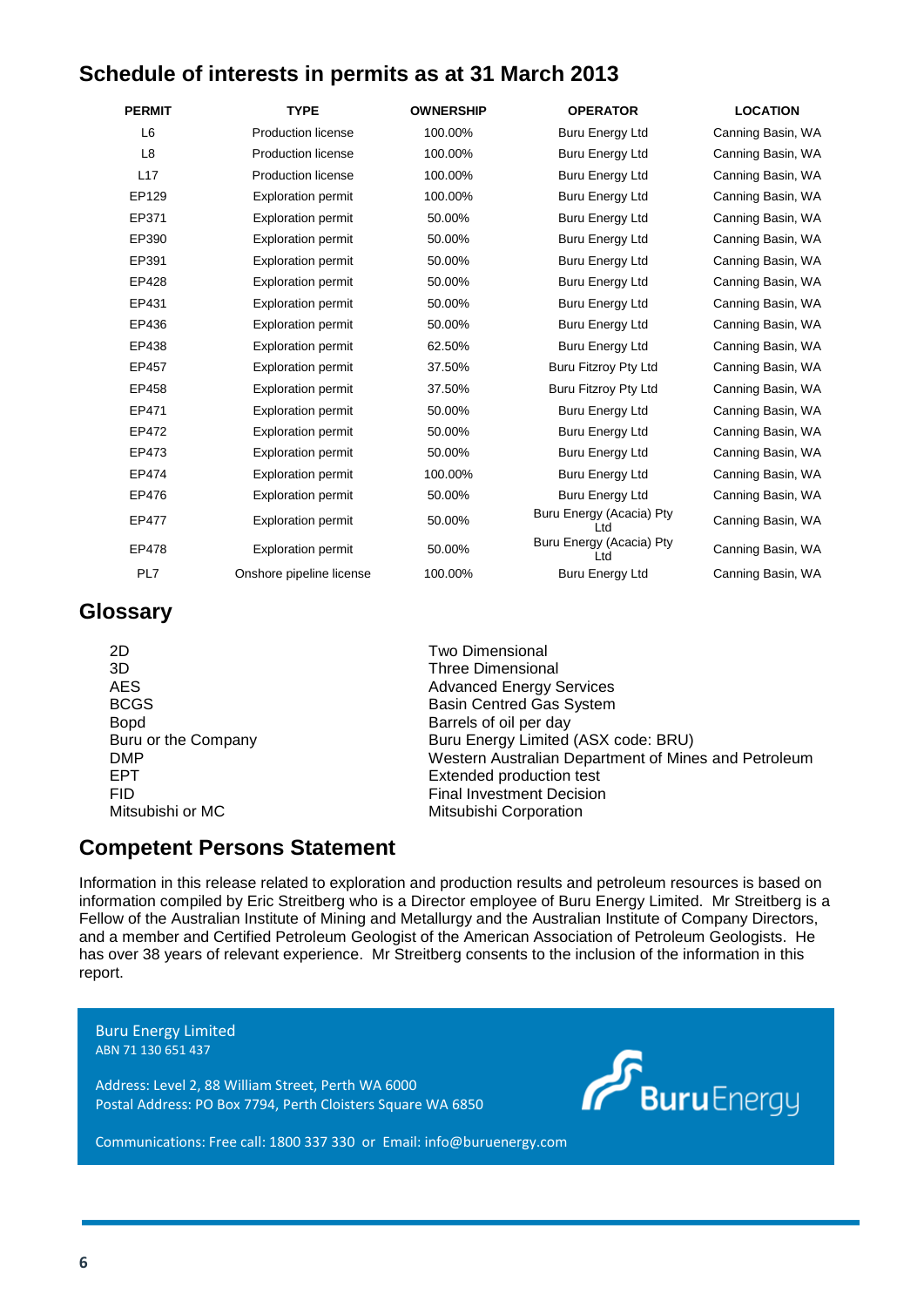## Schedule of interests in permits as at 31 March 2013

| PERMIT | TYPE | OWNERSHIP | OPERATOR | LOCATION |
|---|---|---|---|---|
| L6 | Production license | 100.00% | Buru Energy Ltd | Canning Basin, WA |
| L8 | Production license | 100.00% | Buru Energy Ltd | Canning Basin, WA |
| L17 | Production license | 100.00% | Buru Energy Ltd | Canning Basin, WA |
| EP129 | Exploration permit | 100.00% | Buru Energy Ltd | Canning Basin, WA |
| EP371 | Exploration permit | 50.00% | Buru Energy Ltd | Canning Basin, WA |
| EP390 | Exploration permit | 50.00% | Buru Energy Ltd | Canning Basin, WA |
| EP391 | Exploration permit | 50.00% | Buru Energy Ltd | Canning Basin, WA |
| EP428 | Exploration permit | 50.00% | Buru Energy Ltd | Canning Basin, WA |
| EP431 | Exploration permit | 50.00% | Buru Energy Ltd | Canning Basin, WA |
| EP436 | Exploration permit | 50.00% | Buru Energy Ltd | Canning Basin, WA |
| EP438 | Exploration permit | 62.50% | Buru Energy Ltd | Canning Basin, WA |
| EP457 | Exploration permit | 37.50% | Buru Fitzroy Pty Ltd | Canning Basin, WA |
| EP458 | Exploration permit | 37.50% | Buru Fitzroy Pty Ltd | Canning Basin, WA |
| EP471 | Exploration permit | 50.00% | Buru Energy Ltd | Canning Basin, WA |
| EP472 | Exploration permit | 50.00% | Buru Energy Ltd | Canning Basin, WA |
| EP473 | Exploration permit | 50.00% | Buru Energy Ltd | Canning Basin, WA |
| EP474 | Exploration permit | 100.00% | Buru Energy Ltd | Canning Basin, WA |
| EP476 | Exploration permit | 50.00% | Buru Energy Ltd | Canning Basin, WA |
| EP477 | Exploration permit | 50.00% | Buru Energy (Acacia) Pty Ltd | Canning Basin, WA |
| EP478 | Exploration permit | 50.00% | Buru Energy (Acacia) Pty Ltd | Canning Basin, WA |
| PL7 | Onshore pipeline license | 100.00% | Buru Energy Ltd | Canning Basin, WA |

## Glossary

| | |
|---|---|
| 2D | Two Dimensional |
| 3D | Three Dimensional |
| AES | Advanced Energy Services |
| BCGS | Basin Centred Gas System |
| Bopd | Barrels of oil per day |
| Buru or the Company | Buru Energy Limited (ASX code: BRU) |
| DMP | Western Australian Department of Mines and Petroleum |
| EPT | Extended production test |
| FID | Final Investment Decision |
| Mitsubishi or MC | Mitsubishi Corporation |

## Competent Persons Statement

Information in this release related to exploration and production results and petroleum resources is based on information compiled by Eric Streitberg who is a Director employee of Buru Energy Limited. Mr Streitberg is a Fellow of the Australian Institute of Mining and Metallurgy and the Australian Institute of Company Directors, and a member and Certified Petroleum Geologist of the American Association of Petroleum Geologists. He has over 38 years of relevant experience. Mr Streitberg consents to the inclusion of the information in this report.

Buru Energy Limited
ABN 71 130 651 437

Address: Level 2, 88 William Street, Perth WA 6000
Postal Address: PO Box 7794, Perth Cloisters Square WA 6850

Communications: Free call: 1800 337 330 or Email: info@buruenergy.com

BuruEnergy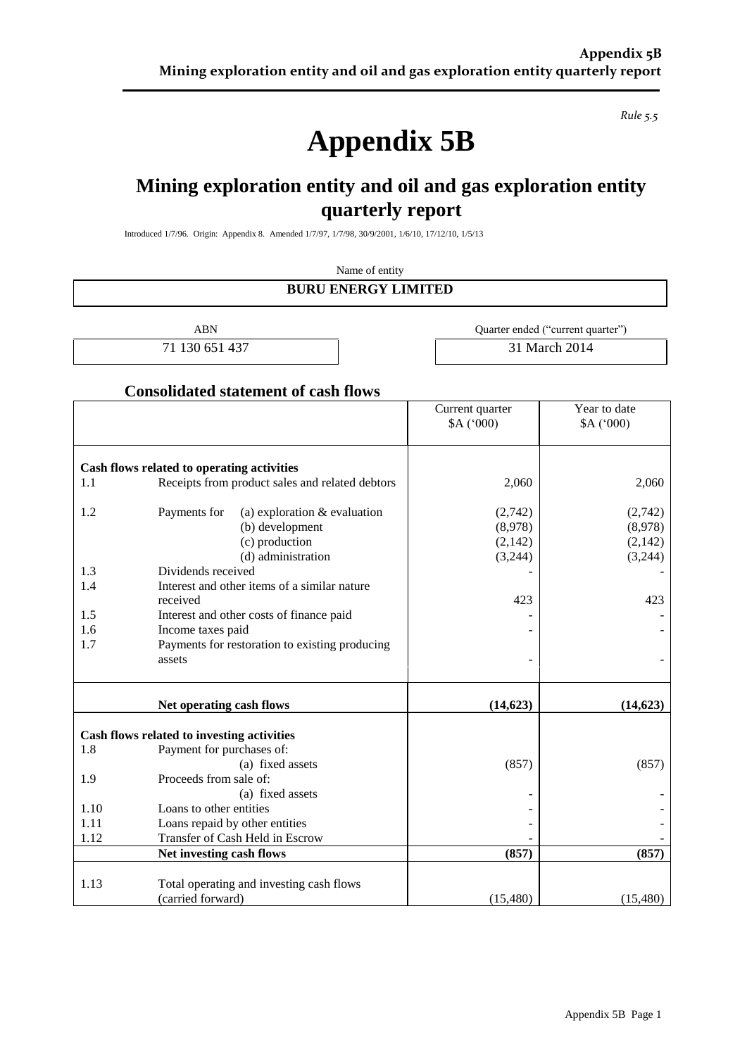*Rule 5.5*

# Appendix 5B

## Mining exploration entity and oil and gas exploration entity quarterly report

Introduced 1/7/96. Origin: Appendix 8. Amended 1/7/97, 1/7/98, 30/9/2001, 1/6/10, 17/12/10, 1/5/13

Name of entity

**BURU ENERGY LIMITED**

| ABN | Quarter ended ("current quarter") |
|---|---|
| 71 130 651 437 | 31 March 2014 |

### Consolidated statement of cash flows

| | | Current quarter $A ('000) | Year to date $A ('000) |
|---|---|---|---|
| | **Cash flows related to operating activities** | | |
| 1.1 | Receipts from product sales and related debtors | 2,060 | 2,060 |
| 1.2 | Payments for (a) exploration & evaluation | (2,742) | (2,742) |
| | (b) development | (8,978) | (8,978) |
| | (c) production | (2,142) | (2,142) |
| | (d) administration | (3,244) | (3,244) |
| 1.3 | Dividends received | - | - |
| 1.4 | Interest and other items of a similar nature received | 423 | 423 |
| 1.5 | Interest and other costs of finance paid | - | - |
| 1.6 | Income taxes paid | - | - |
| 1.7 | Payments for restoration to existing producing assets | - | - |
| | **Net operating cash flows** | **(14,623)** | **(14,623)** |
| | **Cash flows related to investing activities** | | |
| 1.8 | Payment for purchases of: | | |
| | (a) fixed assets | (857) | (857) |
| 1.9 | Proceeds from sale of: | | |
| | (a) fixed assets | - | - |
| 1.10 | Loans to other entities | - | - |
| 1.11 | Loans repaid by other entities | - | - |
| 1.12 | Transfer of Cash Held in Escrow | - | - |
| | **Net investing cash flows** | **(857)** | **(857)** |
| 1.13 | Total operating and investing cash flows (carried forward) | (15,480) | (15,480) |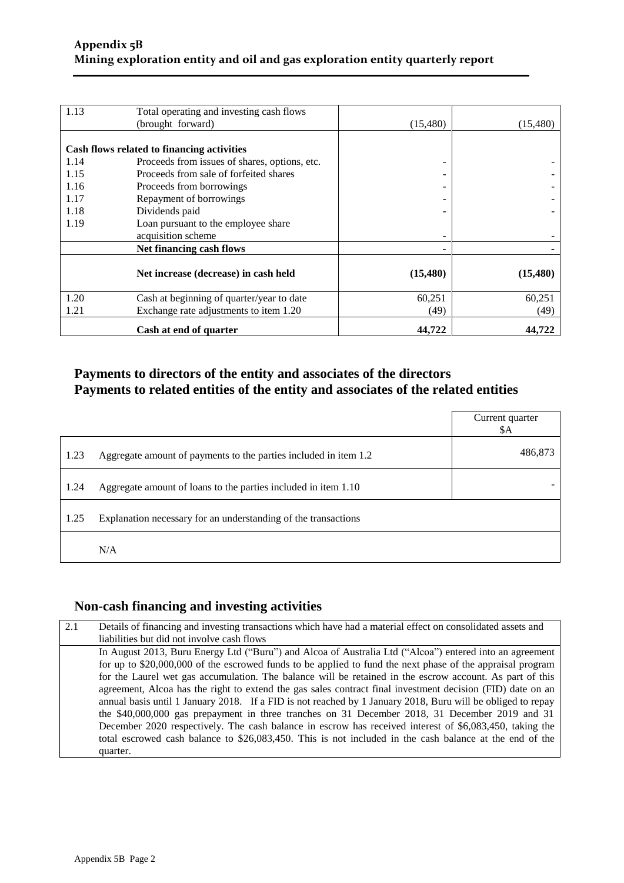| | | | |
|---|---|---|---|
| 1.13 | Total operating and investing cash flows (brought forward) | (15,480) | (15,480) |
| | **Cash flows related to financing activities** | | |
| 1.14 | Proceeds from issues of shares, options, etc. | - | - |
| 1.15 | Proceeds from sale of forfeited shares | - | - |
| 1.16 | Proceeds from borrowings | - | - |
| 1.17 | Repayment of borrowings | - | - |
| 1.18 | Dividends paid | - | - |
| 1.19 | Loan pursuant to the employee share acquisition scheme | - | - |
| | **Net financing cash flows** | **-** | **-** |
| | **Net increase (decrease) in cash held** | **(15,480)** | **(15,480)** |
| 1.20 | Cash at beginning of quarter/year to date | 60,251 | 60,251 |
| 1.21 | Exchange rate adjustments to item 1.20 | (49) | (49) |
| | **Cash at end of quarter** | **44,722** | **44,722** |

## Payments to directors of the entity and associates of the directors
## Payments to related entities of the entity and associates of the related entities

| | | Current quarter $A |
|---|---|---|
| 1.23 | Aggregate amount of payments to the parties included in item 1.2 | 486,873 |
| 1.24 | Aggregate amount of loans to the parties included in item 1.10 | - |
| 1.25 | Explanation necessary for an understanding of the transactions | |
| | N/A | |

## Non-cash financing and investing activities

| | |
|---|---|
| 2.1 | Details of financing and investing transactions which have had a material effect on consolidated assets and liabilities but did not involve cash flows |
| | In August 2013, Buru Energy Ltd ("Buru") and Alcoa of Australia Ltd ("Alcoa") entered into an agreement for up to $20,000,000 of the escrowed funds to be applied to fund the next phase of the appraisal program for the Laurel wet gas accumulation. The balance will be retained in the escrow account. As part of this agreement, Alcoa has the right to extend the gas sales contract final investment decision (FID) date on an annual basis until 1 January 2018. If a FID is not reached by 1 January 2018, Buru will be obliged to repay the $40,000,000 gas prepayment in three tranches on 31 December 2018, 31 December 2019 and 31 December 2020 respectively. The cash balance in escrow has received interest of $6,083,450, taking the total escrowed cash balance to $26,083,450. This is not included in the cash balance at the end of the quarter. |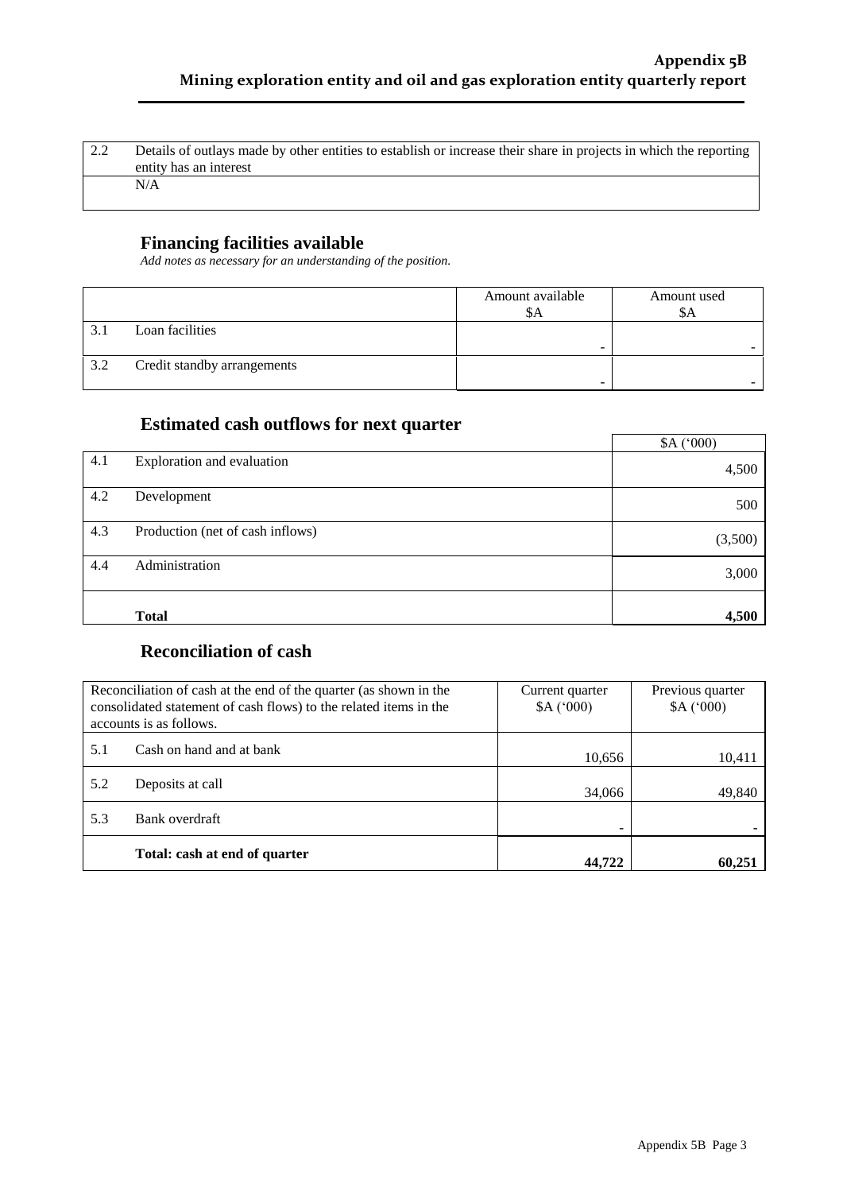| 2.2 | Details of outlays made by other entities to establish or increase their share in projects in which the reporting entity has an interest |
|---|---|
| | N/A |

## Financing facilities available

*Add notes as necessary for an understanding of the position.*

| | | Amount available $A | Amount used $A |
|---|---|---|---|
| 3.1 | Loan facilities | - | - |
| 3.2 | Credit standby arrangements | - | - |

## Estimated cash outflows for next quarter

| | | $A ('000) |
|---|---|---|
| 4.1 | Exploration and evaluation | 4,500 |
| 4.2 | Development | 500 |
| 4.3 | Production (net of cash inflows) | (3,500) |
| 4.4 | Administration | 3,000 |
| | **Total** | **4,500** |

## Reconciliation of cash

| Reconciliation of cash at the end of the quarter (as shown in the consolidated statement of cash flows) to the related items in the accounts is as follows. | | Current quarter $A ('000) | Previous quarter $A ('000) |
|---|---|---|---|
| 5.1 | Cash on hand and at bank | 10,656 | 10,411 |
| 5.2 | Deposits at call | 34,066 | 49,840 |
| 5.3 | Bank overdraft | - | - |
| | **Total: cash at end of quarter** | **44,722** | **60,251** |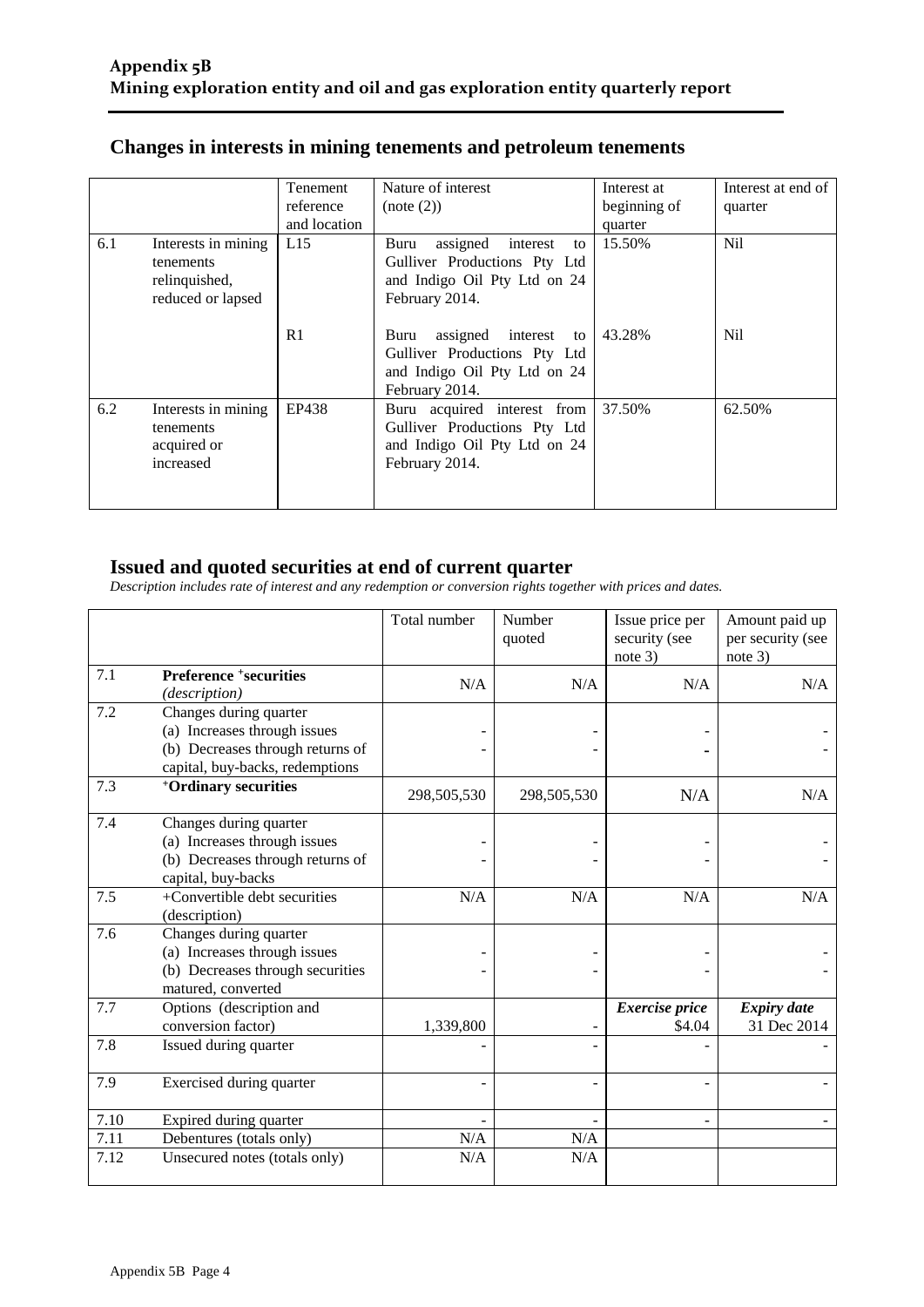## Appendix 5B
**Mining exploration entity and oil and gas exploration entity quarterly report**

## Changes in interests in mining tenements and petroleum tenements

| | | Tenement reference and location | Nature of interest (note (2)) | Interest at beginning of quarter | Interest at end of quarter |
|---|---|---|---|---|---|
| 6.1 | Interests in mining tenements relinquished, reduced or lapsed | L15 | Buru assigned interest to Gulliver Productions Pty Ltd and Indigo Oil Pty Ltd on 24 February 2014. | 15.50% | Nil |
| | | R1 | Buru assigned interest to Gulliver Productions Pty Ltd and Indigo Oil Pty Ltd on 24 February 2014. | 43.28% | Nil |
| 6.2 | Interests in mining tenements acquired or increased | EP438 | Buru acquired interest from Gulliver Productions Pty Ltd and Indigo Oil Pty Ltd on 24 February 2014. | 37.50% | 62.50% |

## Issued and quoted securities at end of current quarter

*Description includes rate of interest and any redemption or conversion rights together with prices and dates.*

| | | Total number | Number quoted | Issue price per security (see note 3) | Amount paid up per security (see note 3) |
|---|---|---|---|---|---|
| 7.1 | **Preference +securities** *(description)* | N/A | N/A | N/A | N/A |
| 7.2 | Changes during quarter<br>(a) Increases through issues<br>(b) Decreases through returns of capital, buy-backs, redemptions | -<br>- | -<br>- | -<br>- | -<br>- |
| 7.3 | **+Ordinary securities** | 298,505,530 | 298,505,530 | N/A | N/A |
| 7.4 | Changes during quarter<br>(a) Increases through issues<br>(b) Decreases through returns of capital, buy-backs | -<br>- | -<br>- | -<br>- | -<br>- |
| 7.5 | +Convertible debt securities (description) | N/A | N/A | N/A | N/A |
| 7.6 | Changes during quarter<br>(a) Increases through issues<br>(b) Decreases through securities matured, converted | -<br>- | -<br>- | -<br>- | -<br>- |
| 7.7 | Options (description and conversion factor) | 1,339,800 | - | ***Exercise price***<br>$4.04 | ***Expiry date***<br>31 Dec 2014 |
| 7.8 | Issued during quarter | - | - | - | - |
| 7.9 | Exercised during quarter | - | - | - | - |
| 7.10 | Expired during quarter | - | - | - | - |
| 7.11 | Debentures (totals only) | N/A | N/A | | |
| 7.12 | Unsecured notes (totals only) | N/A | N/A | | |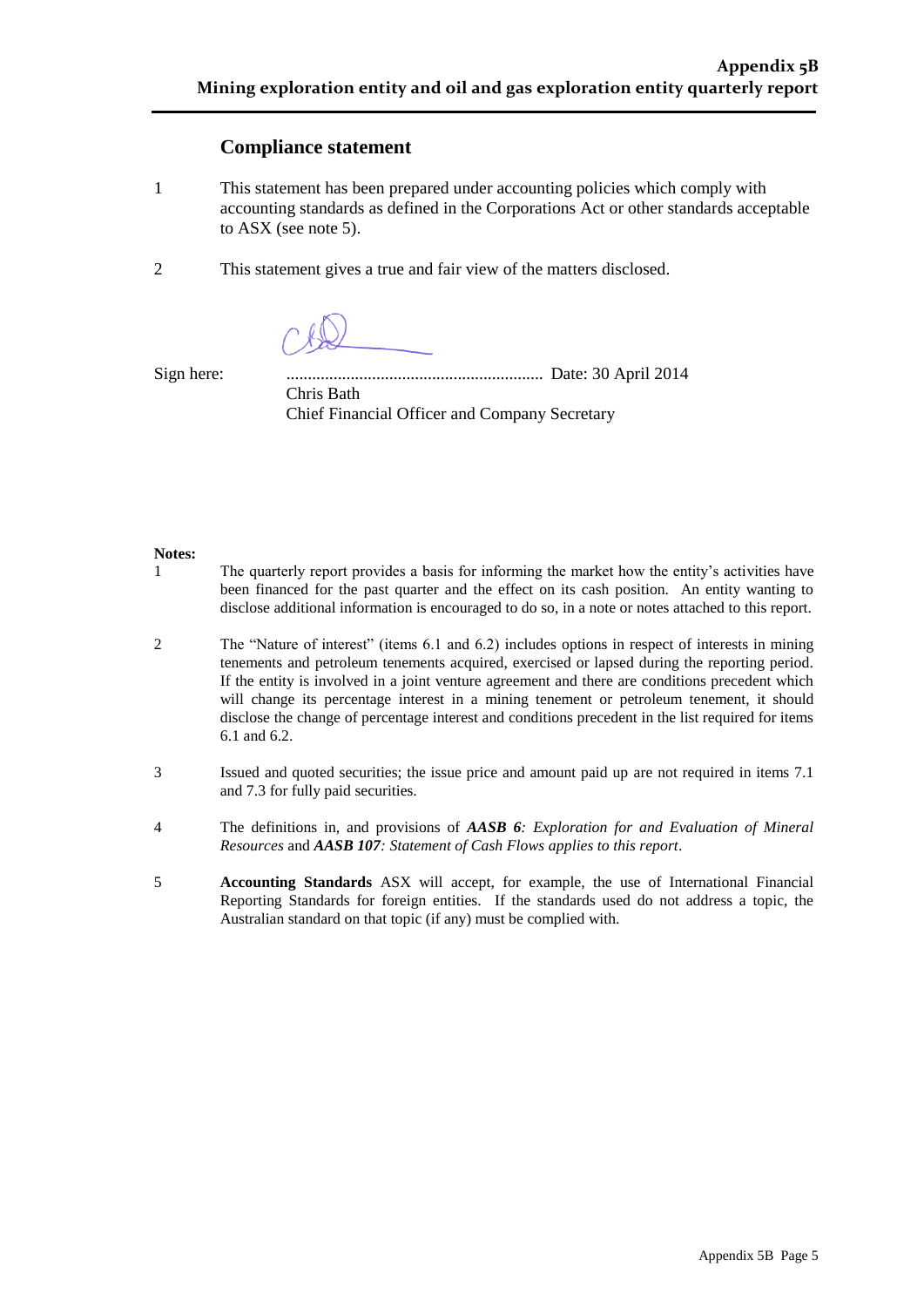## Compliance statement

1 This statement has been prepared under accounting policies which comply with accounting standards as defined in the Corporations Act or other standards acceptable to ASX (see note 5).

2 This statement gives a true and fair view of the matters disclosed.

Sign here: ............................................................ Date: 30 April 2014

Chris Bath
Chief Financial Officer and Company Secretary

**Notes:**

1 The quarterly report provides a basis for informing the market how the entity's activities have been financed for the past quarter and the effect on its cash position. An entity wanting to disclose additional information is encouraged to do so, in a note or notes attached to this report.

2 The "Nature of interest" (items 6.1 and 6.2) includes options in respect of interests in mining tenements and petroleum tenements acquired, exercised or lapsed during the reporting period. If the entity is involved in a joint venture agreement and there are conditions precedent which will change its percentage interest in a mining tenement or petroleum tenement, it should disclose the change of percentage interest and conditions precedent in the list required for items 6.1 and 6.2.

3 Issued and quoted securities; the issue price and amount paid up are not required in items 7.1 and 7.3 for fully paid securities.

4 The definitions in, and provisions of ***AASB 6****: Exploration for and Evaluation of Mineral Resources* and ***AASB 107****: Statement of Cash Flows applies to this report*.

5 **Accounting Standards** ASX will accept, for example, the use of International Financial Reporting Standards for foreign entities. If the standards used do not address a topic, the Australian standard on that topic (if any) must be complied with.